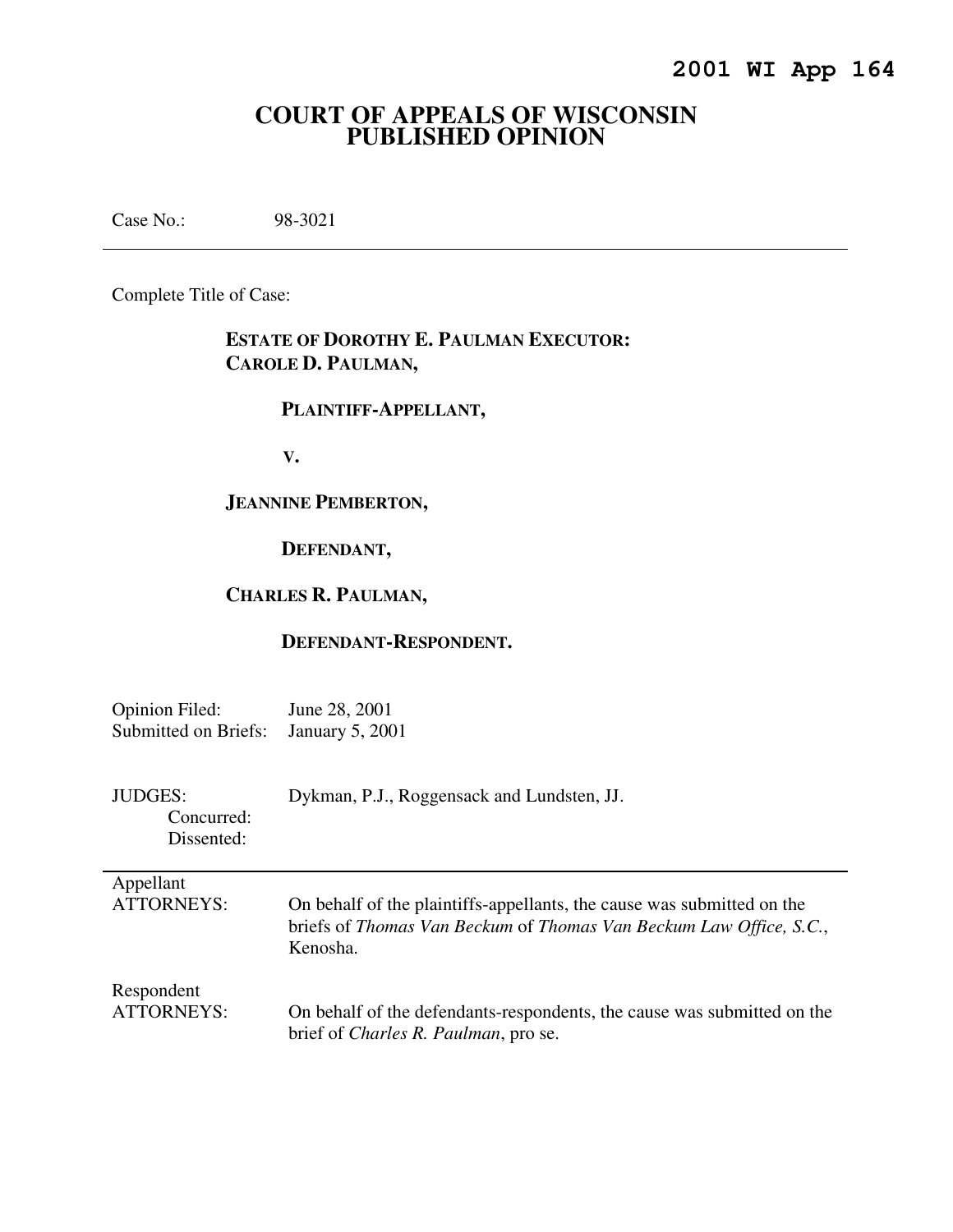**2001 WI App 164**

# COURT OF APPEALS OF WISCONSIN
# PUBLISHED OPINION

Case No.: 98-3021

---

Complete Title of Case:

> **ESTATE OF DOROTHY E. PAULMAN EXECUTOR: CAROLE D. PAULMAN,**
>
> **PLAINTIFF-APPELLANT,**
>
> **V.**
>
> **JEANNINE PEMBERTON,**
>
> **DEFENDANT,**
>
> **CHARLES R. PAULMAN,**
>
> **DEFENDANT-RESPONDENT.**

Opinion Filed: June 28, 2001
Submitted on Briefs: January 5, 2001

JUDGES: Dykman, P.J., Roggensack and Lundsten, JJ.
Concurred:
Dissented:

---

Appellant
ATTORNEYS: On behalf of the plaintiffs-appellants, the cause was submitted on the briefs of *Thomas Van Beckum* of *Thomas Van Beckum Law Office, S.C.*, Kenosha.

Respondent
ATTORNEYS: On behalf of the defendants-respondents, the cause was submitted on the brief of *Charles R. Paulman*, pro se.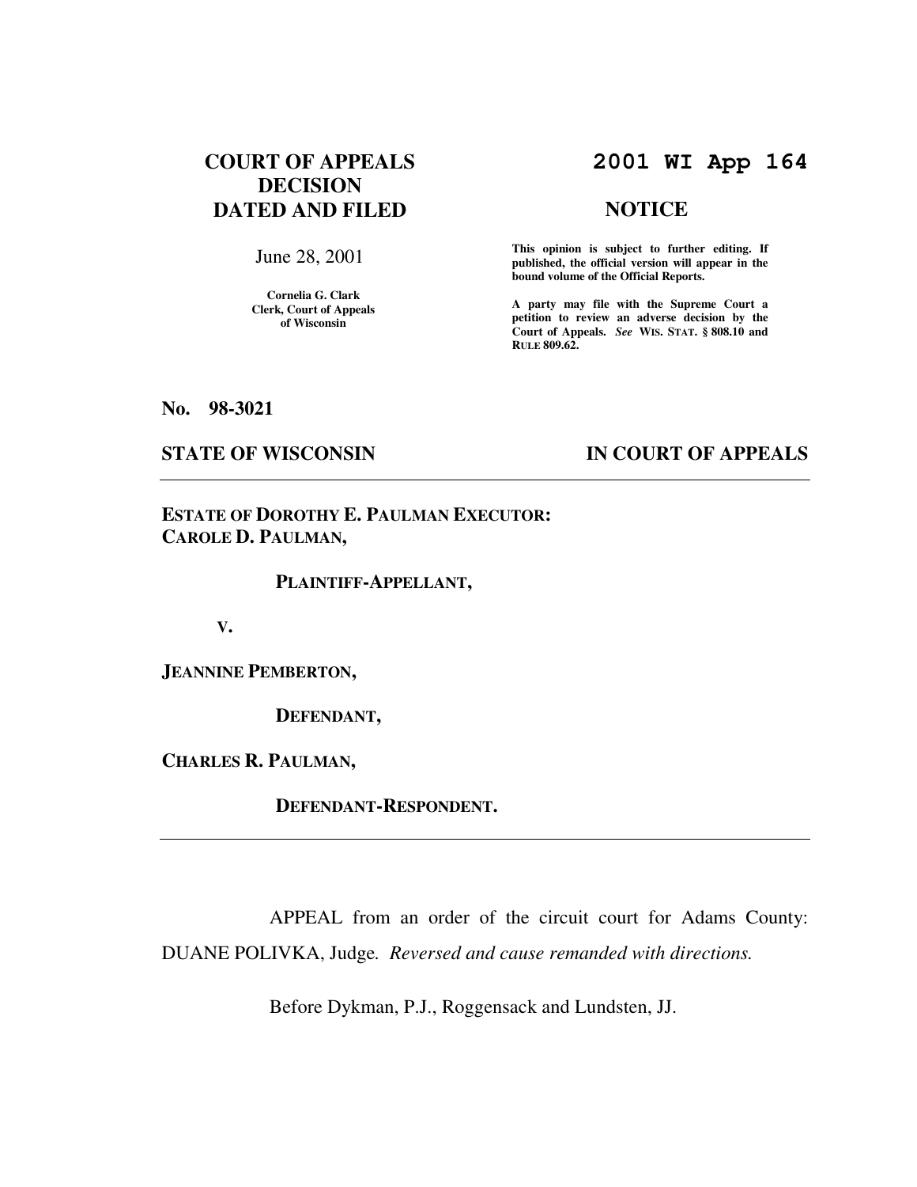# COURT OF APPEALS DECISION DATED AND FILED

June 28, 2001

**Cornelia G. Clark**
**Clerk, Court of Appeals of Wisconsin**

# 2001 WI App 164

## NOTICE

**This opinion is subject to further editing. If published, the official version will appear in the bound volume of the Official Reports.**

**A party may file with the Supreme Court a petition to review an adverse decision by the Court of Appeals.** *See* **WIS. STAT. § 808.10 and RULE 809.62.**

**No. 98-3021**

**STATE OF WISCONSIN** **IN COURT OF APPEALS**

---

**ESTATE OF DOROTHY E. PAULMAN EXECUTOR: CAROLE D. PAULMAN,**

**PLAINTIFF-APPELLANT,**

**V.**

**JEANNINE PEMBERTON,**

**DEFENDANT,**

**CHARLES R. PAULMAN,**

**DEFENDANT-RESPONDENT.**

---

APPEAL from an order of the circuit court for Adams County: DUANE POLIVKA, Judge. *Reversed and cause remanded with directions.*

Before Dykman, P.J., Roggensack and Lundsten, JJ.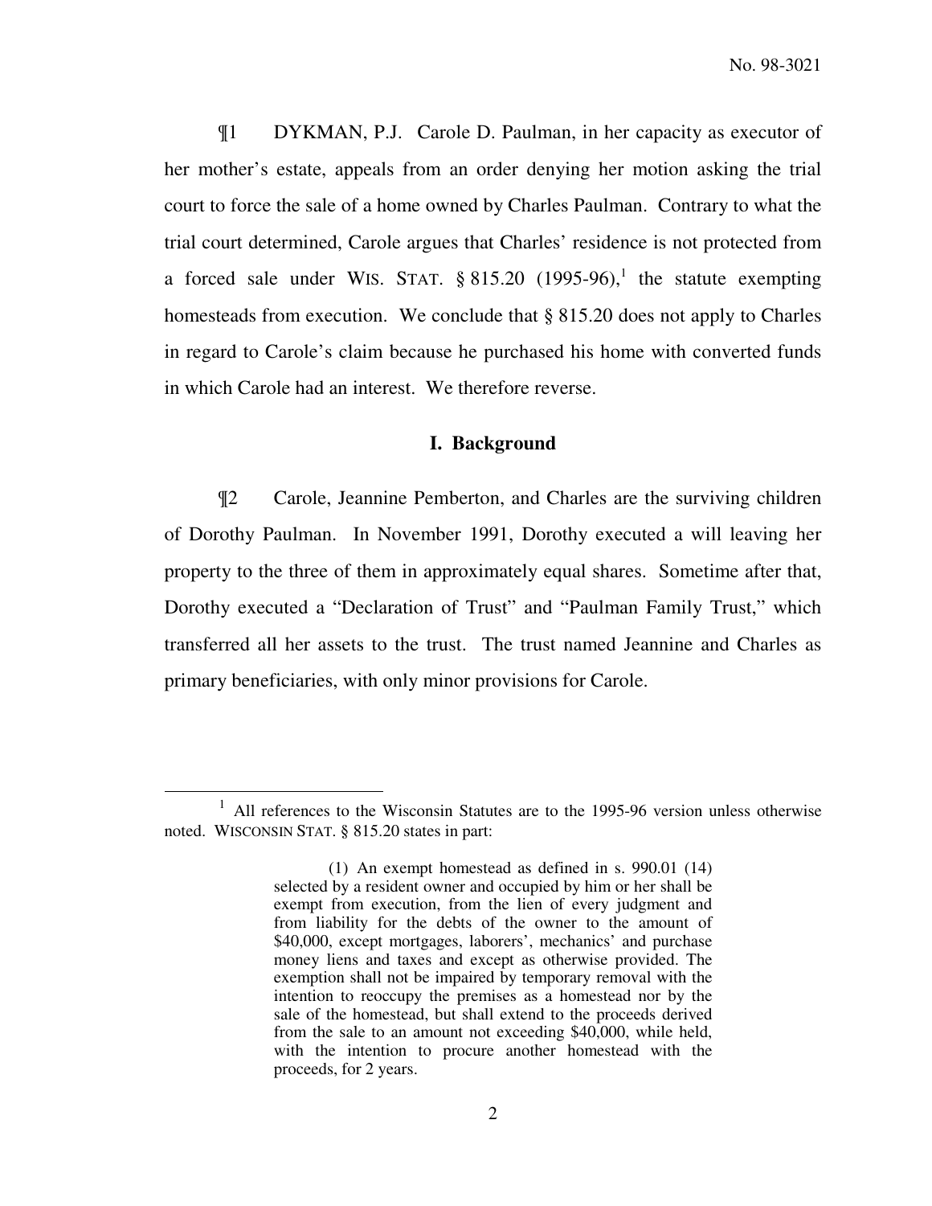¶1 DYKMAN, P.J. Carole D. Paulman, in her capacity as executor of her mother's estate, appeals from an order denying her motion asking the trial court to force the sale of a home owned by Charles Paulman. Contrary to what the trial court determined, Carole argues that Charles' residence is not protected from a forced sale under WIS. STAT. § 815.20 (1995-96),[1] the statute exempting homesteads from execution. We conclude that § 815.20 does not apply to Charles in regard to Carole's claim because he purchased his home with converted funds in which Carole had an interest. We therefore reverse.

## I. Background

¶2 Carole, Jeannine Pemberton, and Charles are the surviving children of Dorothy Paulman. In November 1991, Dorothy executed a will leaving her property to the three of them in approximately equal shares. Sometime after that, Dorothy executed a "Declaration of Trust" and "Paulman Family Trust," which transferred all her assets to the trust. The trust named Jeannine and Charles as primary beneficiaries, with only minor provisions for Carole.

---

[1] All references to the Wisconsin Statutes are to the 1995-96 version unless otherwise noted. WISCONSIN STAT. § 815.20 states in part:

> (1) An exempt homestead as defined in s. 990.01 (14) selected by a resident owner and occupied by him or her shall be exempt from execution, from the lien of every judgment and from liability for the debts of the owner to the amount of $40,000, except mortgages, laborers', mechanics' and purchase money liens and taxes and except as otherwise provided. The exemption shall not be impaired by temporary removal with the intention to reoccupy the premises as a homestead nor by the sale of the homestead, but shall extend to the proceeds derived from the sale to an amount not exceeding $40,000, while held, with the intention to procure another homestead with the proceeds, for 2 years.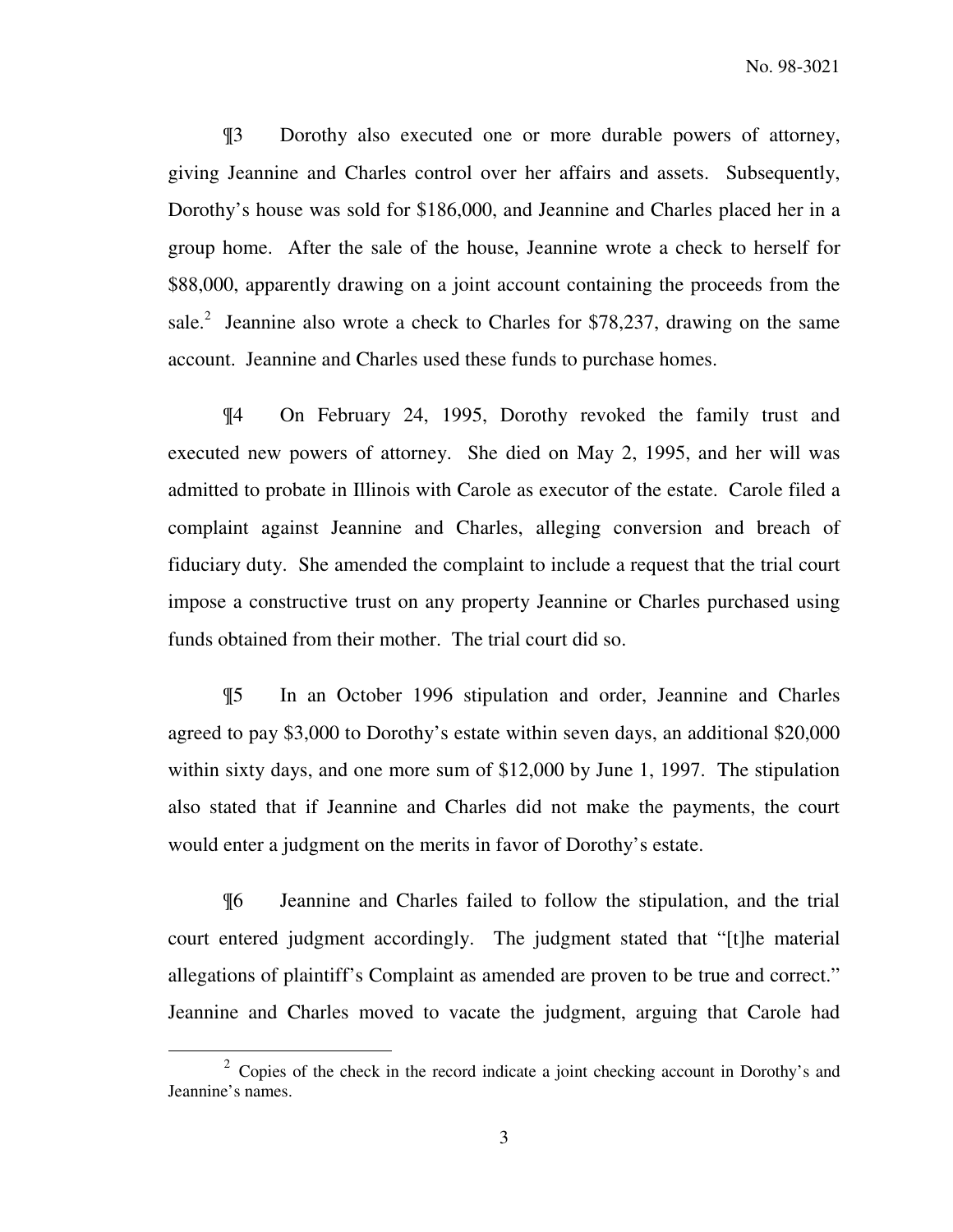¶3 Dorothy also executed one or more durable powers of attorney, giving Jeannine and Charles control over her affairs and assets. Subsequently, Dorothy's house was sold for $186,000, and Jeannine and Charles placed her in a group home. After the sale of the house, Jeannine wrote a check to herself for $88,000, apparently drawing on a joint account containing the proceeds from the sale.[2] Jeannine also wrote a check to Charles for $78,237, drawing on the same account. Jeannine and Charles used these funds to purchase homes.

¶4 On February 24, 1995, Dorothy revoked the family trust and executed new powers of attorney. She died on May 2, 1995, and her will was admitted to probate in Illinois with Carole as executor of the estate. Carole filed a complaint against Jeannine and Charles, alleging conversion and breach of fiduciary duty. She amended the complaint to include a request that the trial court impose a constructive trust on any property Jeannine or Charles purchased using funds obtained from their mother. The trial court did so.

¶5 In an October 1996 stipulation and order, Jeannine and Charles agreed to pay $3,000 to Dorothy's estate within seven days, an additional $20,000 within sixty days, and one more sum of $12,000 by June 1, 1997. The stipulation also stated that if Jeannine and Charles did not make the payments, the court would enter a judgment on the merits in favor of Dorothy's estate.

¶6 Jeannine and Charles failed to follow the stipulation, and the trial court entered judgment accordingly. The judgment stated that "[t]he material allegations of plaintiff's Complaint as amended are proven to be true and correct." Jeannine and Charles moved to vacate the judgment, arguing that Carole had

[2] Copies of the check in the record indicate a joint checking account in Dorothy's and Jeannine's names.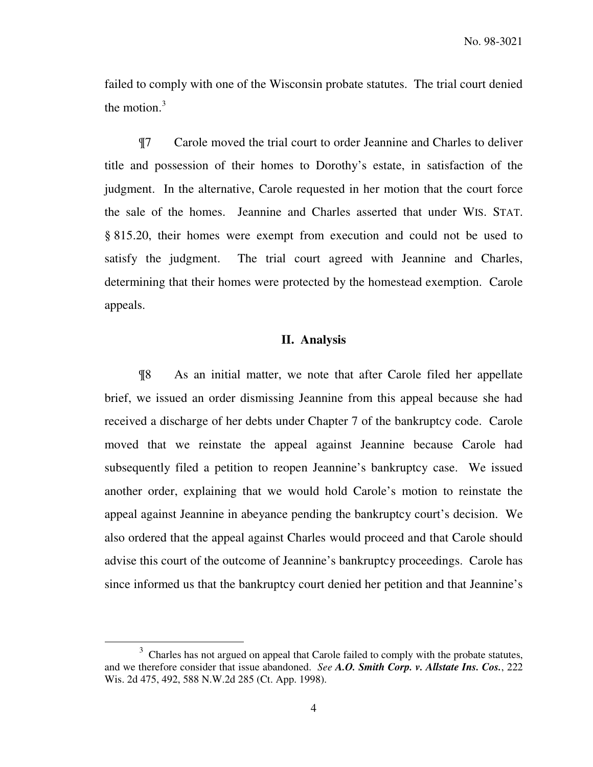failed to comply with one of the Wisconsin probate statutes. The trial court denied the motion.[3]

¶7 Carole moved the trial court to order Jeannine and Charles to deliver title and possession of their homes to Dorothy's estate, in satisfaction of the judgment. In the alternative, Carole requested in her motion that the court force the sale of the homes. Jeannine and Charles asserted that under WIS. STAT. § 815.20, their homes were exempt from execution and could not be used to satisfy the judgment. The trial court agreed with Jeannine and Charles, determining that their homes were protected by the homestead exemption. Carole appeals.

## II. Analysis

¶8 As an initial matter, we note that after Carole filed her appellate brief, we issued an order dismissing Jeannine from this appeal because she had received a discharge of her debts under Chapter 7 of the bankruptcy code. Carole moved that we reinstate the appeal against Jeannine because Carole had subsequently filed a petition to reopen Jeannine's bankruptcy case. We issued another order, explaining that we would hold Carole's motion to reinstate the appeal against Jeannine in abeyance pending the bankruptcy court's decision. We also ordered that the appeal against Charles would proceed and that Carole should advise this court of the outcome of Jeannine's bankruptcy proceedings. Carole has since informed us that the bankruptcy court denied her petition and that Jeannine's

[3] Charles has not argued on appeal that Carole failed to comply with the probate statutes, and we therefore consider that issue abandoned. *See* ***A.O. Smith Corp. v. Allstate Ins. Cos.***, 222 Wis. 2d 475, 492, 588 N.W.2d 285 (Ct. App. 1998).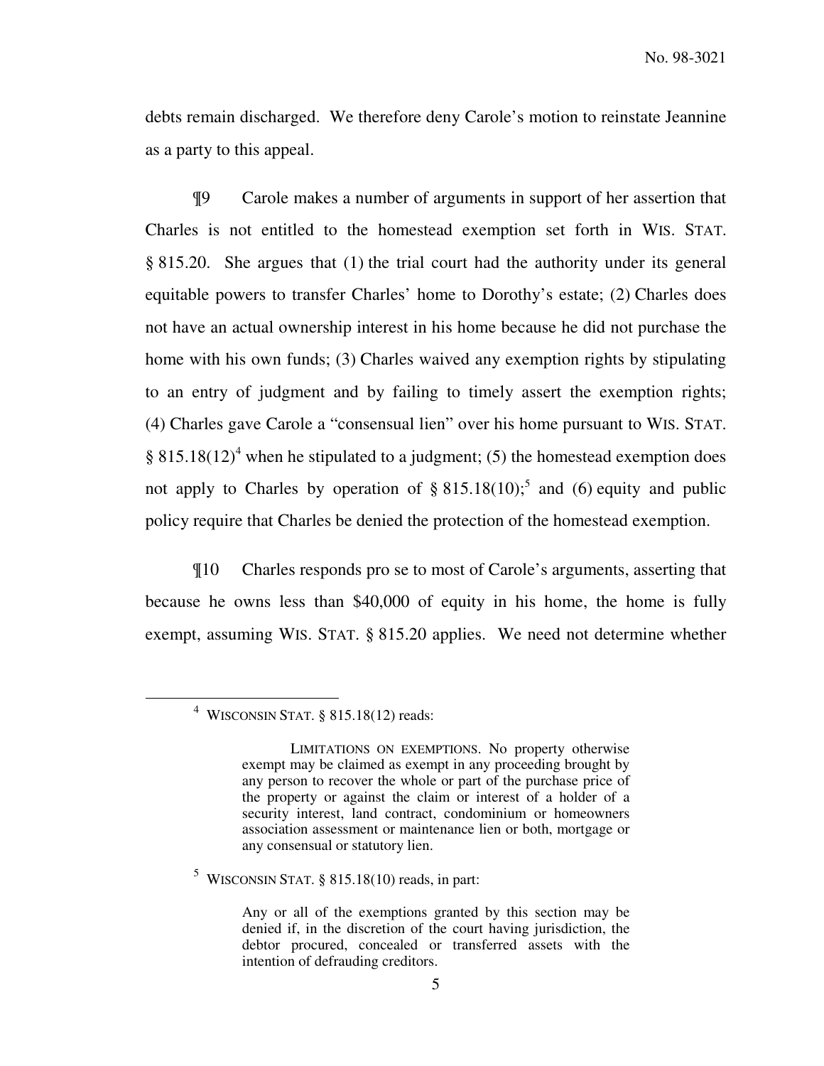debts remain discharged. We therefore deny Carole's motion to reinstate Jeannine as a party to this appeal.

¶9 Carole makes a number of arguments in support of her assertion that Charles is not entitled to the homestead exemption set forth in WIS. STAT. § 815.20. She argues that (1) the trial court had the authority under its general equitable powers to transfer Charles' home to Dorothy's estate; (2) Charles does not have an actual ownership interest in his home because he did not purchase the home with his own funds; (3) Charles waived any exemption rights by stipulating to an entry of judgment and by failing to timely assert the exemption rights; (4) Charles gave Carole a "consensual lien" over his home pursuant to WIS. STAT. § 815.18(12)[4] when he stipulated to a judgment; (5) the homestead exemption does not apply to Charles by operation of § 815.18(10);[5] and (6) equity and public policy require that Charles be denied the protection of the homestead exemption.

¶10 Charles responds pro se to most of Carole's arguments, asserting that because he owns less than $40,000 of equity in his home, the home is fully exempt, assuming WIS. STAT. § 815.20 applies. We need not determine whether

---

[4] WISCONSIN STAT. § 815.18(12) reads:

> LIMITATIONS ON EXEMPTIONS. No property otherwise exempt may be claimed as exempt in any proceeding brought by any person to recover the whole or part of the purchase price of the property or against the claim or interest of a holder of a security interest, land contract, condominium or homeowners association assessment or maintenance lien or both, mortgage or any consensual or statutory lien.

[5] WISCONSIN STAT. § 815.18(10) reads, in part:

> Any or all of the exemptions granted by this section may be denied if, in the discretion of the court having jurisdiction, the debtor procured, concealed or transferred assets with the intention of defrauding creditors.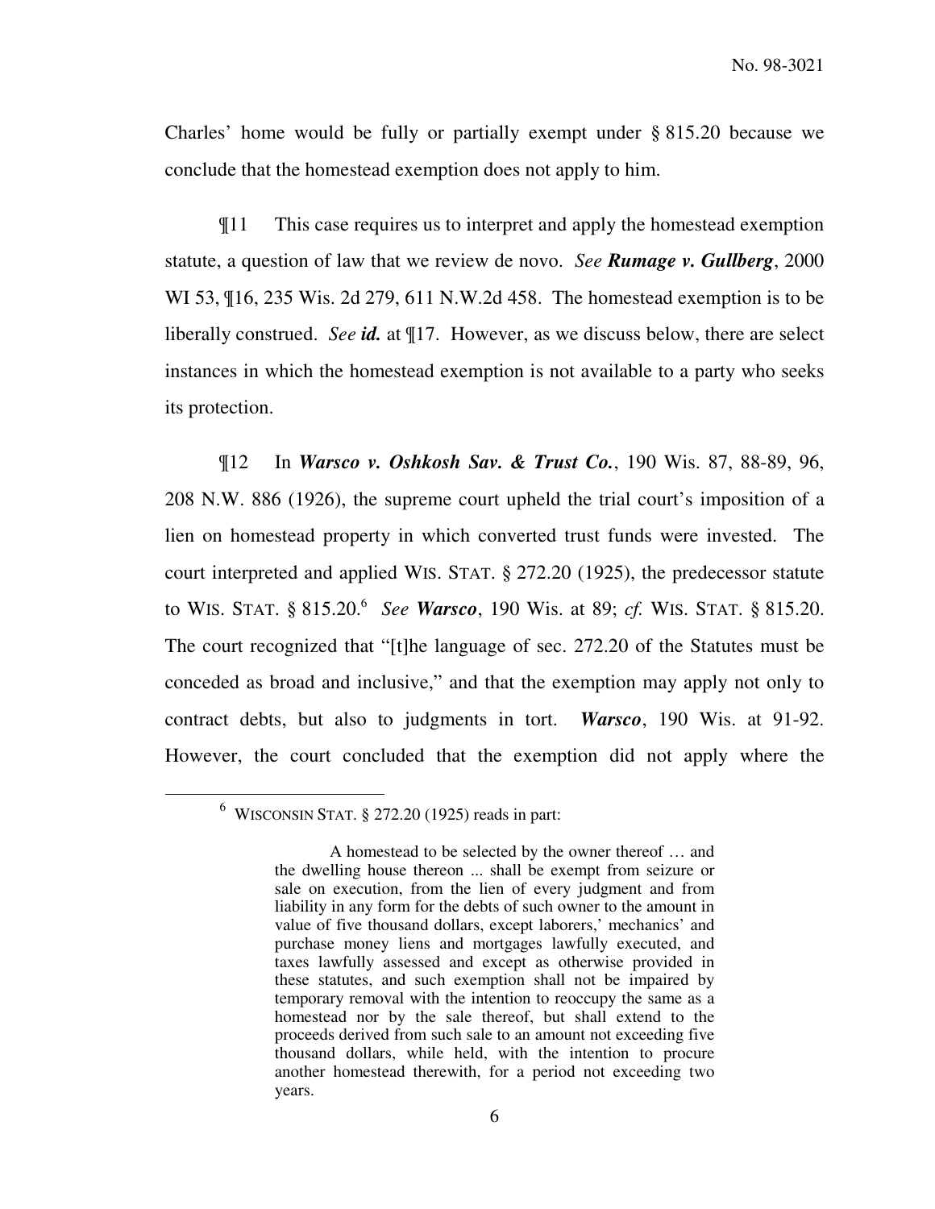Charles' home would be fully or partially exempt under § 815.20 because we conclude that the homestead exemption does not apply to him.

¶11 This case requires us to interpret and apply the homestead exemption statute, a question of law that we review de novo. *See* ***Rumage v. Gullberg***, 2000 WI 53, ¶16, 235 Wis. 2d 279, 611 N.W.2d 458. The homestead exemption is to be liberally construed. *See* ***id.*** at ¶17. However, as we discuss below, there are select instances in which the homestead exemption is not available to a party who seeks its protection.

¶12 In ***Warsco v. Oshkosh Sav. & Trust Co.***, 190 Wis. 87, 88-89, 96, 208 N.W. 886 (1926), the supreme court upheld the trial court's imposition of a lien on homestead property in which converted trust funds were invested. The court interpreted and applied WIS. STAT. § 272.20 (1925), the predecessor statute to WIS. STAT. § 815.20.[6] *See* ***Warsco***, 190 Wis. at 89; *cf.* WIS. STAT. § 815.20. The court recognized that "[t]he language of sec. 272.20 of the Statutes must be conceded as broad and inclusive," and that the exemption may apply not only to contract debts, but also to judgments in tort. ***Warsco***, 190 Wis. at 91-92. However, the court concluded that the exemption did not apply where the

---

[6] WISCONSIN STAT. § 272.20 (1925) reads in part:

> A homestead to be selected by the owner thereof … and the dwelling house thereon ... shall be exempt from seizure or sale on execution, from the lien of every judgment and from liability in any form for the debts of such owner to the amount in value of five thousand dollars, except laborers,' mechanics' and purchase money liens and mortgages lawfully executed, and taxes lawfully assessed and except as otherwise provided in these statutes, and such exemption shall not be impaired by temporary removal with the intention to reoccupy the same as a homestead nor by the sale thereof, but shall extend to the proceeds derived from such sale to an amount not exceeding five thousand dollars, while held, with the intention to procure another homestead therewith, for a period not exceeding two years.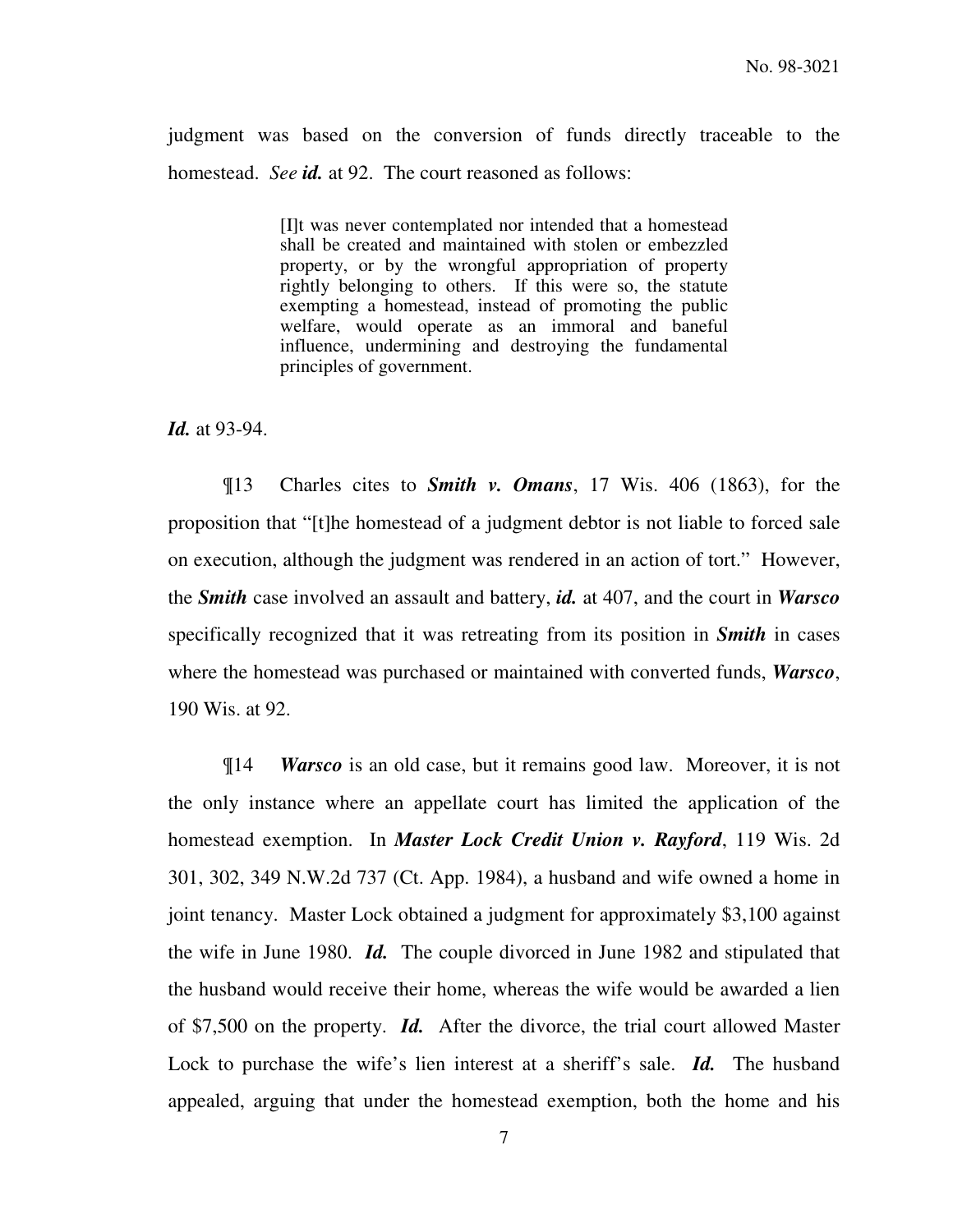judgment was based on the conversion of funds directly traceable to the homestead. *See **id.*** at 92. The court reasoned as follows:

> [I]t was never contemplated nor intended that a homestead shall be created and maintained with stolen or embezzled property, or by the wrongful appropriation of property rightly belonging to others. If this were so, the statute exempting a homestead, instead of promoting the public welfare, would operate as an immoral and baneful influence, undermining and destroying the fundamental principles of government.

***Id.*** at 93-94.

¶13 Charles cites to ***Smith v. Omans***, 17 Wis. 406 (1863), for the proposition that "[t]he homestead of a judgment debtor is not liable to forced sale on execution, although the judgment was rendered in an action of tort." However, the ***Smith*** case involved an assault and battery, ***id.*** at 407, and the court in ***Warsco*** specifically recognized that it was retreating from its position in ***Smith*** in cases where the homestead was purchased or maintained with converted funds, ***Warsco***, 190 Wis. at 92.

¶14 ***Warsco*** is an old case, but it remains good law. Moreover, it is not the only instance where an appellate court has limited the application of the homestead exemption. In ***Master Lock Credit Union v. Rayford***, 119 Wis. 2d 301, 302, 349 N.W.2d 737 (Ct. App. 1984), a husband and wife owned a home in joint tenancy. Master Lock obtained a judgment for approximately $3,100 against the wife in June 1980. ***Id.*** The couple divorced in June 1982 and stipulated that the husband would receive their home, whereas the wife would be awarded a lien of $7,500 on the property. ***Id.*** After the divorce, the trial court allowed Master Lock to purchase the wife's lien interest at a sheriff's sale. ***Id.*** The husband appealed, arguing that under the homestead exemption, both the home and his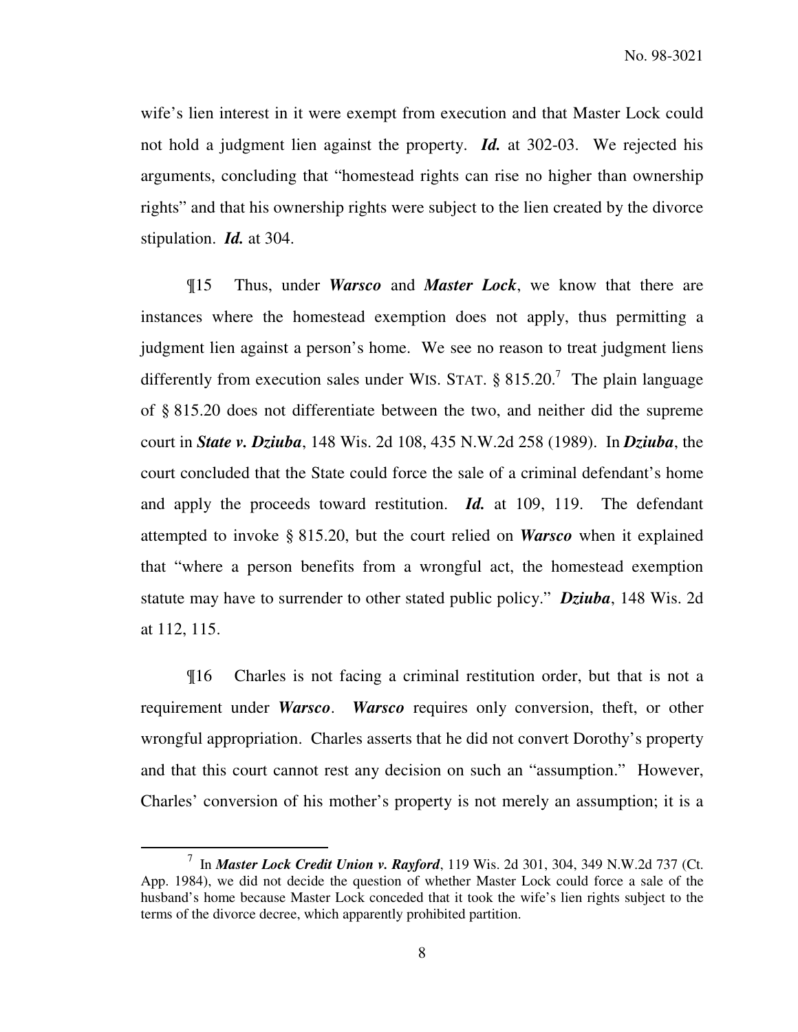wife's lien interest in it were exempt from execution and that Master Lock could not hold a judgment lien against the property. ***Id.*** at 302-03. We rejected his arguments, concluding that "homestead rights can rise no higher than ownership rights" and that his ownership rights were subject to the lien created by the divorce stipulation. ***Id.*** at 304.

¶15 Thus, under ***Warsco*** and ***Master Lock***, we know that there are instances where the homestead exemption does not apply, thus permitting a judgment lien against a person's home. We see no reason to treat judgment liens differently from execution sales under WIS. STAT. § 815.20.[7] The plain language of § 815.20 does not differentiate between the two, and neither did the supreme court in ***State v. Dziuba***, 148 Wis. 2d 108, 435 N.W.2d 258 (1989). In ***Dziuba***, the court concluded that the State could force the sale of a criminal defendant's home and apply the proceeds toward restitution. ***Id.*** at 109, 119. The defendant attempted to invoke § 815.20, but the court relied on ***Warsco*** when it explained that "where a person benefits from a wrongful act, the homestead exemption statute may have to surrender to other stated public policy." ***Dziuba***, 148 Wis. 2d at 112, 115.

¶16 Charles is not facing a criminal restitution order, but that is not a requirement under ***Warsco***. ***Warsco*** requires only conversion, theft, or other wrongful appropriation. Charles asserts that he did not convert Dorothy's property and that this court cannot rest any decision on such an "assumption." However, Charles' conversion of his mother's property is not merely an assumption; it is a

[7] In ***Master Lock Credit Union v. Rayford***, 119 Wis. 2d 301, 304, 349 N.W.2d 737 (Ct. App. 1984), we did not decide the question of whether Master Lock could force a sale of the husband's home because Master Lock conceded that it took the wife's lien rights subject to the terms of the divorce decree, which apparently prohibited partition.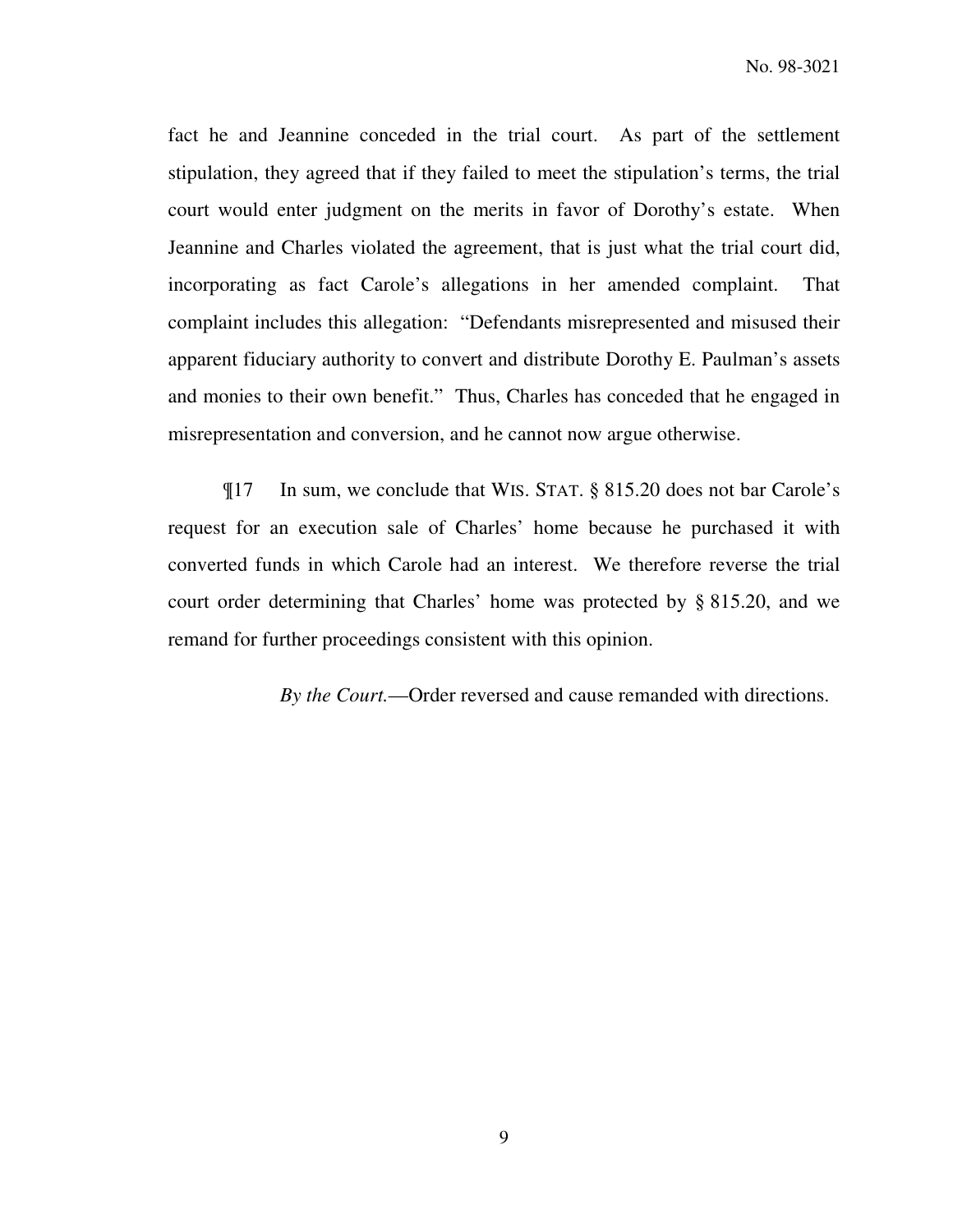fact he and Jeannine conceded in the trial court. As part of the settlement stipulation, they agreed that if they failed to meet the stipulation's terms, the trial court would enter judgment on the merits in favor of Dorothy's estate. When Jeannine and Charles violated the agreement, that is just what the trial court did, incorporating as fact Carole's allegations in her amended complaint. That complaint includes this allegation: "Defendants misrepresented and misused their apparent fiduciary authority to convert and distribute Dorothy E. Paulman's assets and monies to their own benefit." Thus, Charles has conceded that he engaged in misrepresentation and conversion, and he cannot now argue otherwise.

¶17 In sum, we conclude that WIS. STAT. § 815.20 does not bar Carole's request for an execution sale of Charles' home because he purchased it with converted funds in which Carole had an interest. We therefore reverse the trial court order determining that Charles' home was protected by § 815.20, and we remand for further proceedings consistent with this opinion.

*By the Court.*—Order reversed and cause remanded with directions.